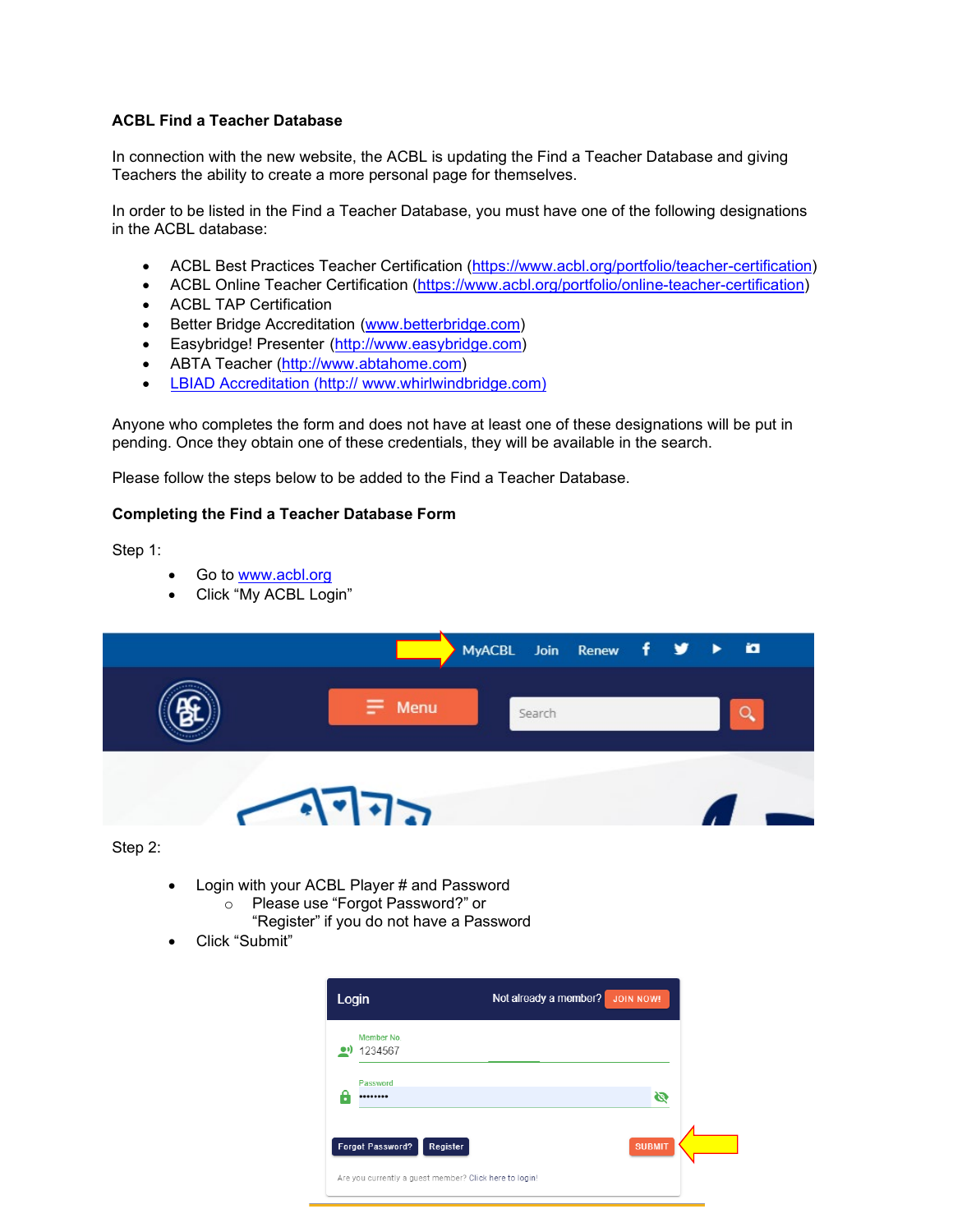**ACBL Find a Teacher Database**

In connection with the new website, the ACBL is updating the Find a Teacher Database and giving Teachers the ability to create a more personal page for themselves.

In order to be listed in the Find a Teacher Database, you must have one of the following designations in the ACBL database:

- ACBL Best Practices Teacher Certification (https://www.acbl.org/portfolio/teacher-certification)
- ACBL Online Teacher Certification (https://www.acbl.org/portfolio/online-teacher-certification)
- ACBL TAP Certification
- Better Bridge Accreditation (www.betterbridge.com)
- Easybridge! Presenter (http://www.easybridge.com)
- ABTA Teacher (http://www.abtahome.com)
- LBIAD Accreditation (http:// www.whirlwindbridge.com)

Anyone who completes the form and does not have at least one of these designations will be put in pending. Once they obtain one of these credentials, they will be available in the search.

Please follow the steps below to be added to the Find a Teacher Database.

**Completing the Find a Teacher Database Form**

Step 1:

- Go to www.acbl.org
- Click "My ACBL Login"

Step 2:

- Login with your ACBL Player # and Password
  - Please use "Forgot Password?" or "Register" if you do not have a Password
- Click "Submit"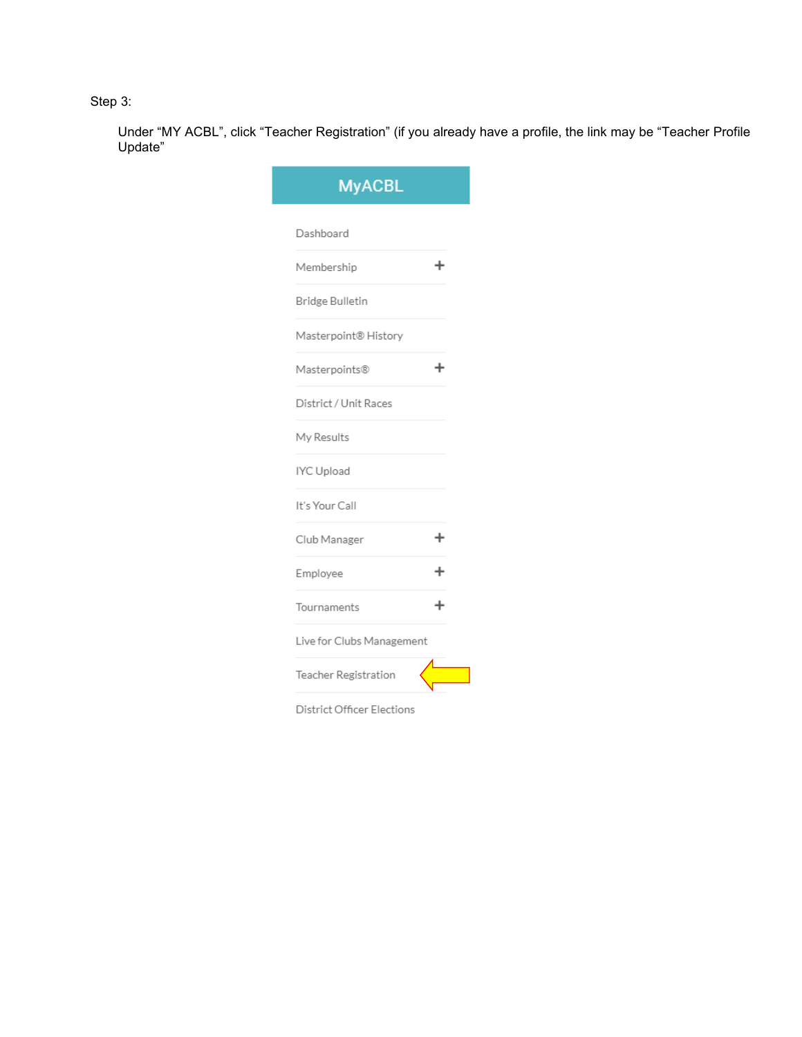Step 3:

Under “MY ACBL”, click “Teacher Registration” (if you already have a profile, the link may be “Teacher Profile Update”

MyACBL

- Dashboard
- Membership +
- Bridge Bulletin
- Masterpoint® History
- Masterpoints® +
- District / Unit Races
- My Results
- IYC Upload
- It's Your Call
- Club Manager +
- Employee +
- Tournaments +
- Live for Clubs Management
- Teacher Registration
- District Officer Elections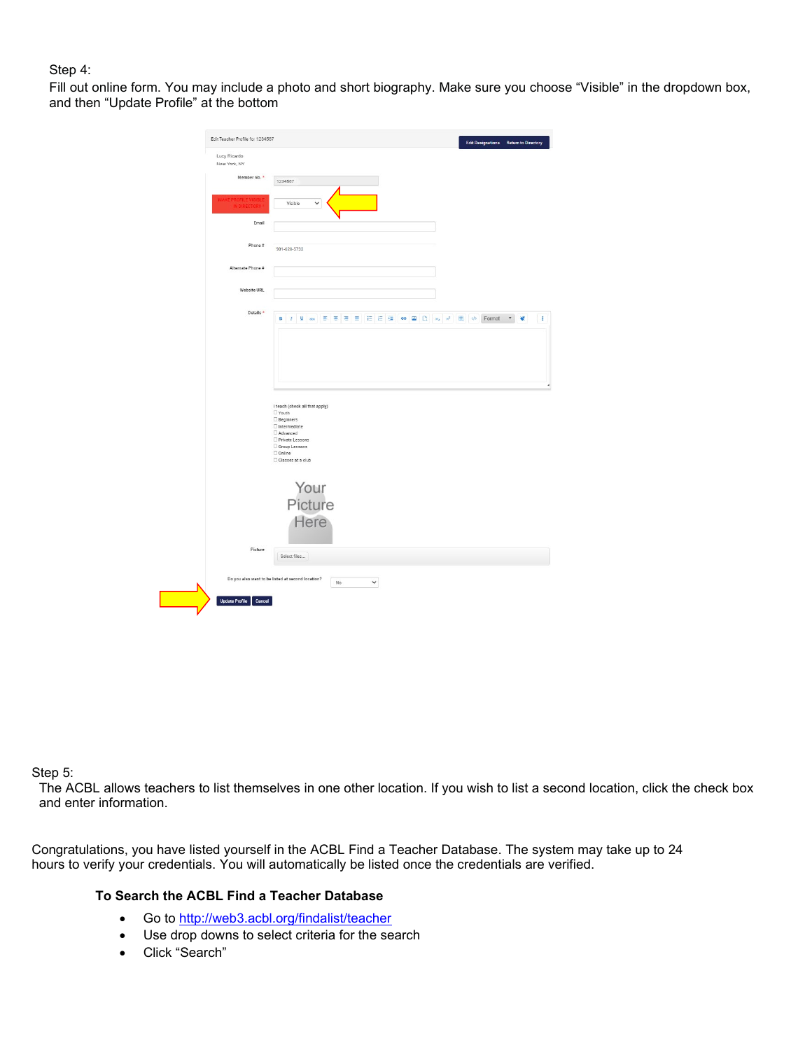Step 4:
Fill out online form. You may include a photo and short biography. Make sure you choose "Visible" in the dropdown box, and then "Update Profile" at the bottom

Step 5:
The ACBL allows teachers to list themselves in one other location. If you wish to list a second location, click the check box and enter information.

Congratulations, you have listed yourself in the ACBL Find a Teacher Database. The system may take up to 24 hours to verify your credentials. You will automatically be listed once the credentials are verified.

**To Search the ACBL Find a Teacher Database**

- Go to http://web3.acbl.org/findalist/teacher
- Use drop downs to select criteria for the search
- Click "Search"